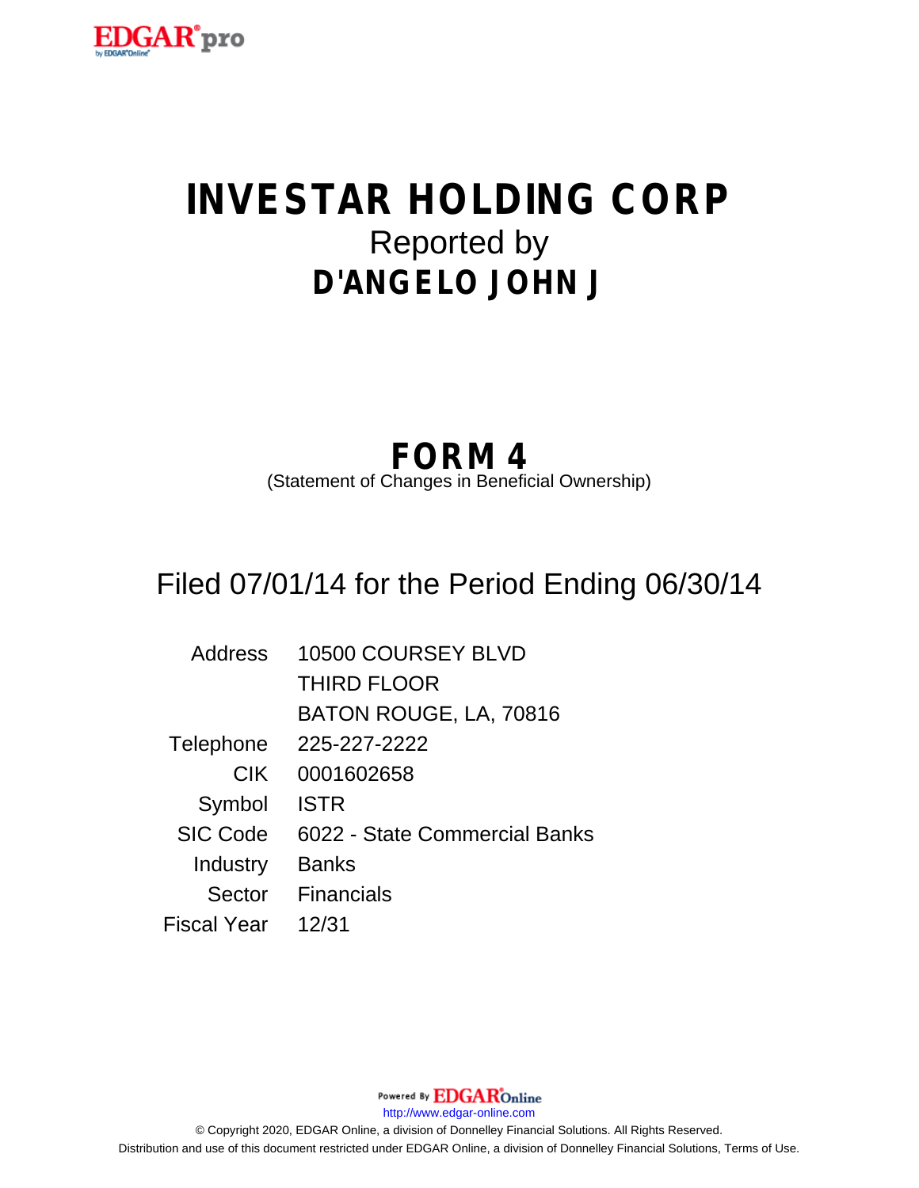EDGAR® pro

# INVESTAR HOLDING CORP

Reported by

## D'ANGELO JOHN J

## FORM 4

(Statement of Changes in Beneficial Ownership)

Filed 07/01/14 for the Period Ending 06/30/14

| | |
|---|---|
| Address | 10500 COURSEY BLVD<br>THIRD FLOOR<br>BATON ROUGE, LA, 70816 |
| Telephone | 225-227-2222 |
| CIK | 0001602658 |
| Symbol | ISTR |
| SIC Code | 6022 - State Commercial Banks |
| Industry | Banks |
| Sector | Financials |
| Fiscal Year | 12/31 |

Powered By EDGAR Online

http://www.edgar-online.com

© Copyright 2020, EDGAR Online, a division of Donnelley Financial Solutions. All Rights Reserved.
Distribution and use of this document restricted under EDGAR Online, a division of Donnelley Financial Solutions, Terms of Use.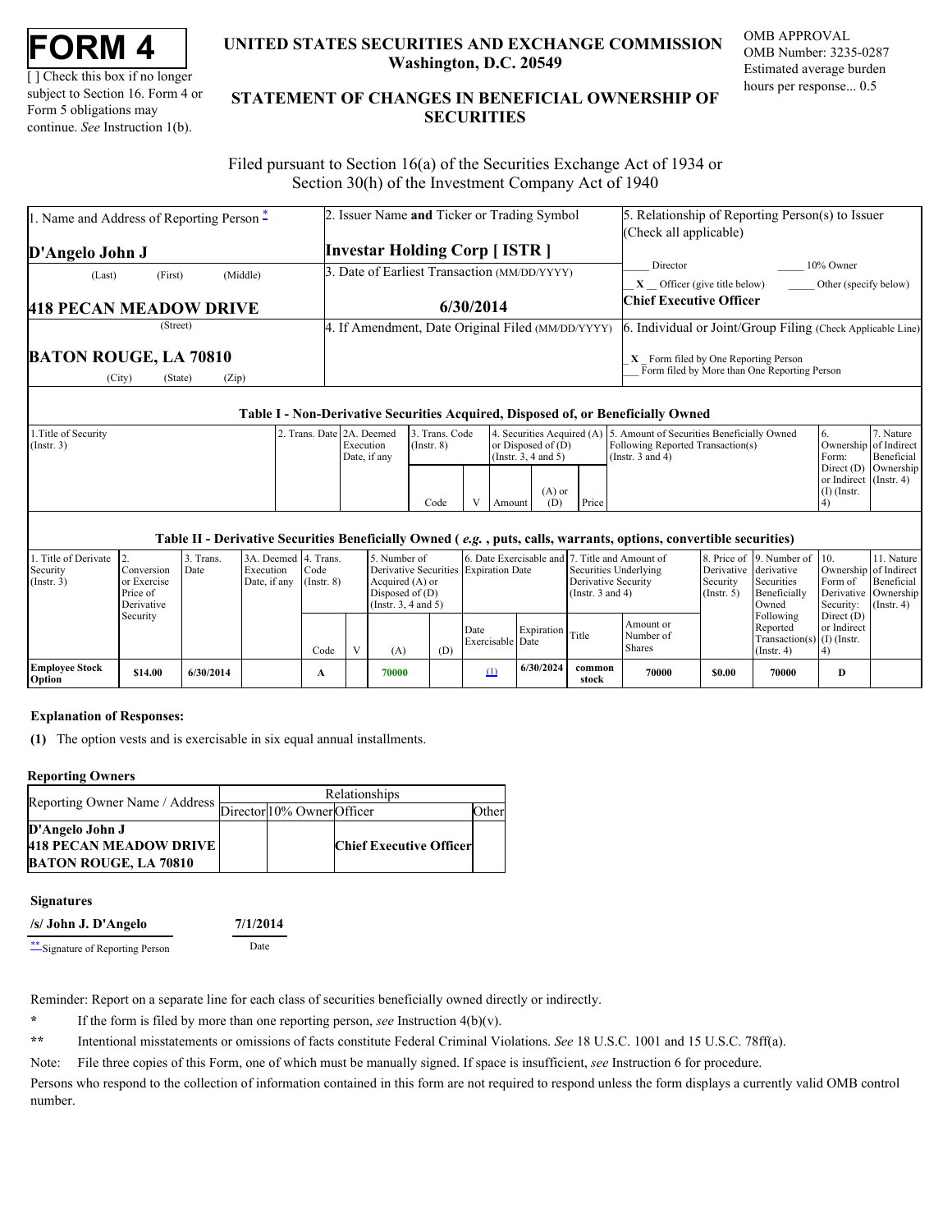# FORM 4

[ ] Check this box if no longer subject to Section 16. Form 4 or Form 5 obligations may continue. *See* Instruction 1(b).

## UNITED STATES SECURITIES AND EXCHANGE COMMISSION
Washington, D.C. 20549

## STATEMENT OF CHANGES IN BENEFICIAL OWNERSHIP OF SECURITIES

OMB APPROVAL
OMB Number: 3235-0287
Estimated average burden hours per response... 0.5

Filed pursuant to Section 16(a) of the Securities Exchange Act of 1934 or Section 30(h) of the Investment Company Act of 1940

| 1. Name and Address of Reporting Person * | 2. Issuer Name **and** Ticker or Trading Symbol | 5. Relationship of Reporting Person(s) to Issuer (Check all applicable) |
|---|---|---|
| **D'Angelo John J** (Last) (First) (Middle) | **Investar Holding Corp [ ISTR ]** | ____ Director ____ 10% Owner |
| **418 PECAN MEADOW DRIVE** (Street) | 3. Date of Earliest Transaction (MM/DD/YYYY) **6/30/2014** | X __ Officer (give title below) ____ Other (specify below) **Chief Executive Officer** |
| **BATON ROUGE, LA 70810** (City) (State) (Zip) | 4. If Amendment, Date Original Filed (MM/DD/YYYY) | 6. Individual or Joint/Group Filing (Check Applicable Line) _X_ Form filed by One Reporting Person ___ Form filed by More than One Reporting Person |

### Table I - Non-Derivative Securities Acquired, Disposed of, or Beneficially Owned

| 1.Title of Security (Instr. 3) | 2. Trans. Date | 2A. Deemed Execution Date, if any | 3. Trans. Code (Instr. 8) | | 4. Securities Acquired (A) or Disposed of (D) (Instr. 3, 4 and 5) | | | 5. Amount of Securities Beneficially Owned Following Reported Transaction(s) (Instr. 3 and 4) | 6. Ownership Form: Direct (D) or Indirect (I) (Instr. 4) | 7. Nature of Indirect Beneficial Ownership (Instr. 4) |
|---|---|---|---|---|---|---|---|---|---|---|
| | | | Code | V | Amount | (A) or (D) | Price | | | |

### Table II - Derivative Securities Beneficially Owned ( *e.g.* , puts, calls, warrants, options, convertible securities)

| 1. Title of Derivate Security (Instr. 3) | 2. Conversion or Exercise Price of Derivative Security | 3. Trans. Date | 3A. Deemed Execution Date, if any | 4. Trans. Code (Instr. 8) | | 5. Number of Derivative Securities Acquired (A) or Disposed of (D) (Instr. 3, 4 and 5) | | 6. Date Exercisable and Expiration Date | | 7. Title and Amount of Securities Underlying Derivative Security (Instr. 3 and 4) | | 8. Price of Derivative Security (Instr. 5) | 9. Number of derivative Securities Beneficially Owned Following Reported Transaction(s) (Instr. 4) | 10. Ownership Form of Derivative Security: Direct (D) or Indirect (I) (Instr. 4) | 11. Nature of Indirect Beneficial Ownership (Instr. 4) |
|---|---|---|---|---|---|---|---|---|---|---|---|---|---|---|---|
| | | | | Code | V | (A) | (D) | Date Exercisable | Expiration Date | Title | Amount or Number of Shares | | | | |
| **Employee Stock Option** | **$14.00** | **6/30/2014** | | **A** | | **70000** | | (1) | **6/30/2024** | **common stock** | **70000** | **$0.00** | **70000** | **D** | |

**Explanation of Responses:**

**(1)** The option vests and is exercisable in six equal annual installments.

**Reporting Owners**

| Reporting Owner Name / Address | Relationships | | | |
|---|---|---|---|---|
| | Director | 10% Owner | Officer | Other |
| **D'Angelo John J** **418 PECAN MEADOW DRIVE** **BATON ROUGE, LA 70810** | | | **Chief Executive Officer** | |

**Signatures**

| **/s/ John J. D'Angelo** | **7/1/2014** |
|---|---|
| ** Signature of Reporting Person | Date |

Reminder: Report on a separate line for each class of securities beneficially owned directly or indirectly.

\* If the form is filed by more than one reporting person, *see* Instruction 4(b)(v).

** Intentional misstatements or omissions of facts constitute Federal Criminal Violations. *See* 18 U.S.C. 1001 and 15 U.S.C. 78ff(a).

Note: File three copies of this Form, one of which must be manually signed. If space is insufficient, *see* Instruction 6 for procedure.

Persons who respond to the collection of information contained in this form are not required to respond unless the form displays a currently valid OMB control number.